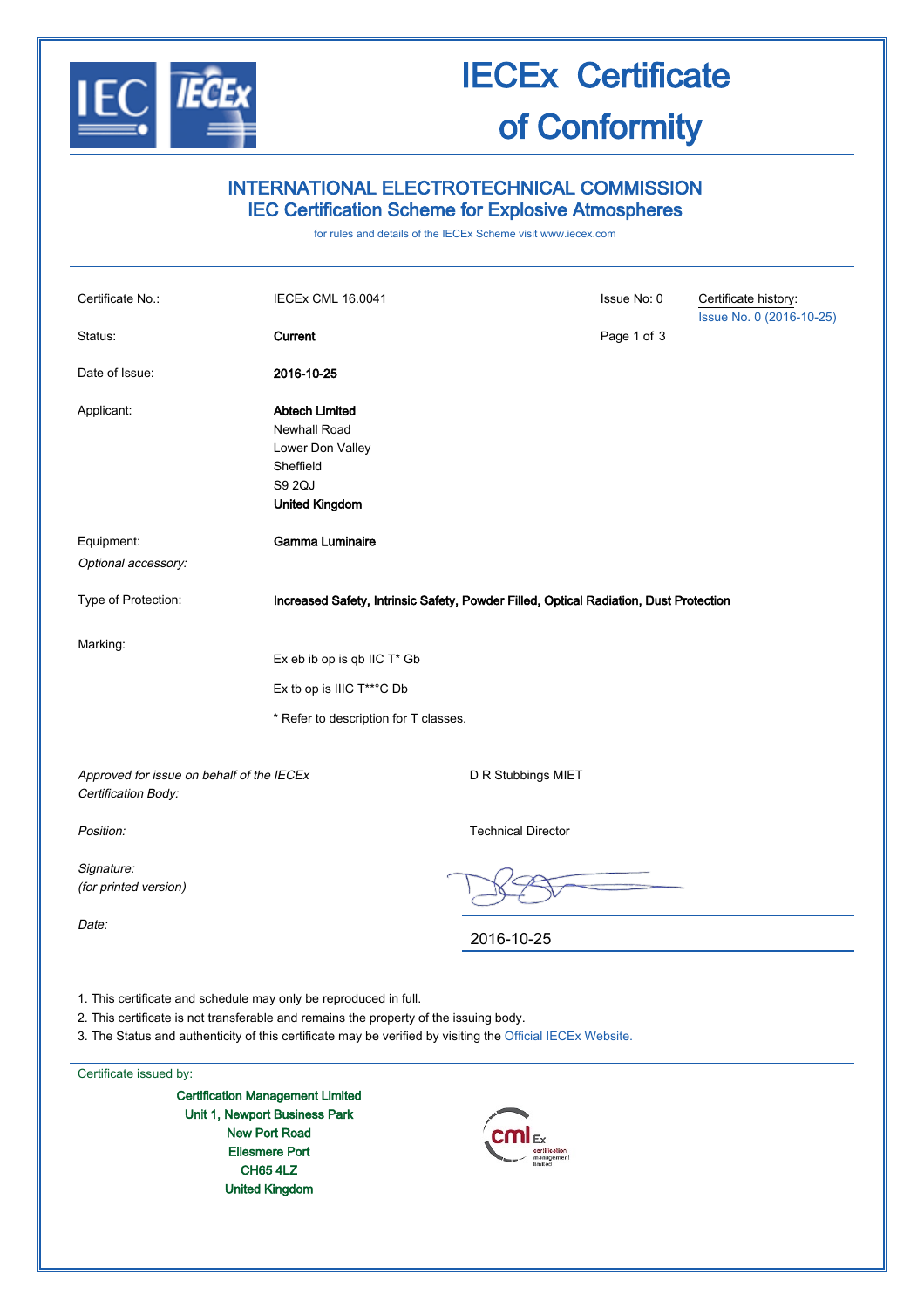# IECEx Certificate of Conformity

## INTERNATIONAL ELECTROTECHNICAL COMMISSION
## IEC Certification Scheme for Explosive Atmospheres

for rules and details of the IECEx Scheme visit www.iecex.com

| | | | |
|---|---|---|---|
| Certificate No.: | IECEx CML 16.0041 | Issue No: 0 | Certificate history: Issue No. 0 (2016-10-25) |
| Status: | **Current** | | |
| Date of Issue: | **2016-10-25** | | |
| Applicant: | **Abtech Limited**<br>Newhall Road<br>Lower Don Valley<br>Sheffield<br>S9 2QJ<br>**United Kingdom** | | |
| Equipment:<br>*Optional accessory:* | **Gamma Luminaire** | | |
| Type of Protection: | **Increased Safety, Intrinsic Safety, Powder Filled, Optical Radiation, Dust Protection** | | |
| Marking: | Ex eb ib op is qb IIC T* Gb<br>Ex tb op is IIIC T**°C Db<br>* Refer to description for T classes. | | |

*Approved for issue on behalf of the IECEx Certification Body:* D R Stubbings MIET

*Position:* Technical Director

*Signature:*
*(for printed version)*

*Date:* 2016-10-25

1. This certificate and schedule may only be reproduced in full.
2. This certificate is not transferable and remains the property of the issuing body.
3. The Status and authenticity of this certificate may be verified by visiting the Official IECEx Website.

Certificate issued by:

**Certification Management Limited**
**Unit 1, Newport Business Park**
**New Port Road**
**Ellesmere Port**
**CH65 4LZ**
**United Kingdom**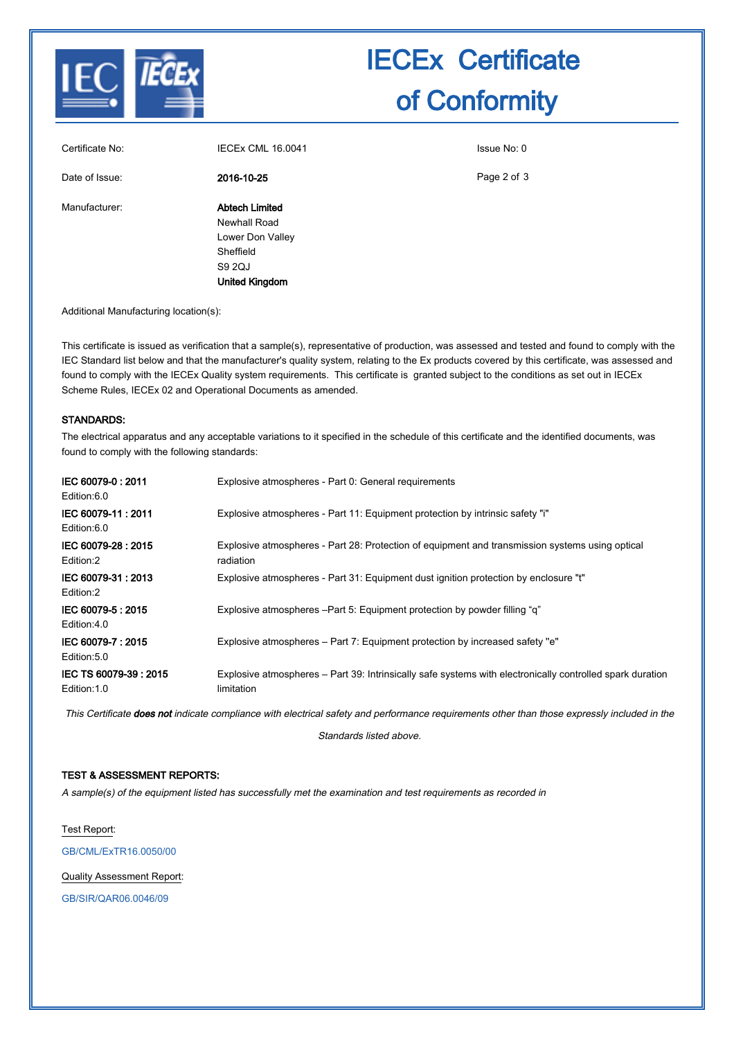# IECEx Certificate of Conformity

| | | |
|---|---|---|
| Certificate No: | IECEx CML 16.0041 | Issue No: 0 |
| Date of Issue: | **2016-10-25** | |
| Manufacturer: | **Abtech Limited**<br>Newhall Road<br>Lower Don Valley<br>Sheffield<br>S9 2QJ<br>**United Kingdom** | |

Additional Manufacturing location(s):

This certificate is issued as verification that a sample(s), representative of production, was assessed and tested and found to comply with the IEC Standard list below and that the manufacturer's quality system, relating to the Ex products covered by this certificate, was assessed and found to comply with the IECEx Quality system requirements. This certificate is granted subject to the conditions as set out in IECEx Scheme Rules, IECEx 02 and Operational Documents as amended.

**STANDARDS:**

The electrical apparatus and any acceptable variations to it specified in the schedule of this certificate and the identified documents, was found to comply with the following standards:

| Standard | Title |
|---|---|
| **IEC 60079-0 : 2011**<br>Edition:6.0 | Explosive atmospheres - Part 0: General requirements |
| **IEC 60079-11 : 2011**<br>Edition:6.0 | Explosive atmospheres - Part 11: Equipment protection by intrinsic safety "i" |
| **IEC 60079-28 : 2015**<br>Edition:2 | Explosive atmospheres - Part 28: Protection of equipment and transmission systems using optical radiation |
| **IEC 60079-31 : 2013**<br>Edition:2 | Explosive atmospheres - Part 31: Equipment dust ignition protection by enclosure "t" |
| **IEC 60079-5 : 2015**<br>Edition:4.0 | Explosive atmospheres –Part 5: Equipment protection by powder filling “q” |
| **IEC 60079-7 : 2015**<br>Edition:5.0 | Explosive atmospheres – Part 7: Equipment protection by increased safety "e" |
| **IEC TS 60079-39 : 2015**<br>Edition:1.0 | Explosive atmospheres – Part 39: Intrinsically safe systems with electronically controlled spark duration limitation |

*This Certificate **does not** indicate compliance with electrical safety and performance requirements other than those expressly included in the Standards listed above.*

**TEST & ASSESSMENT REPORTS:**

*A sample(s) of the equipment listed has successfully met the examination and test requirements as recorded in*

Test Report:

GB/CML/ExTR16.0050/00

Quality Assessment Report:

GB/SIR/QAR06.0046/09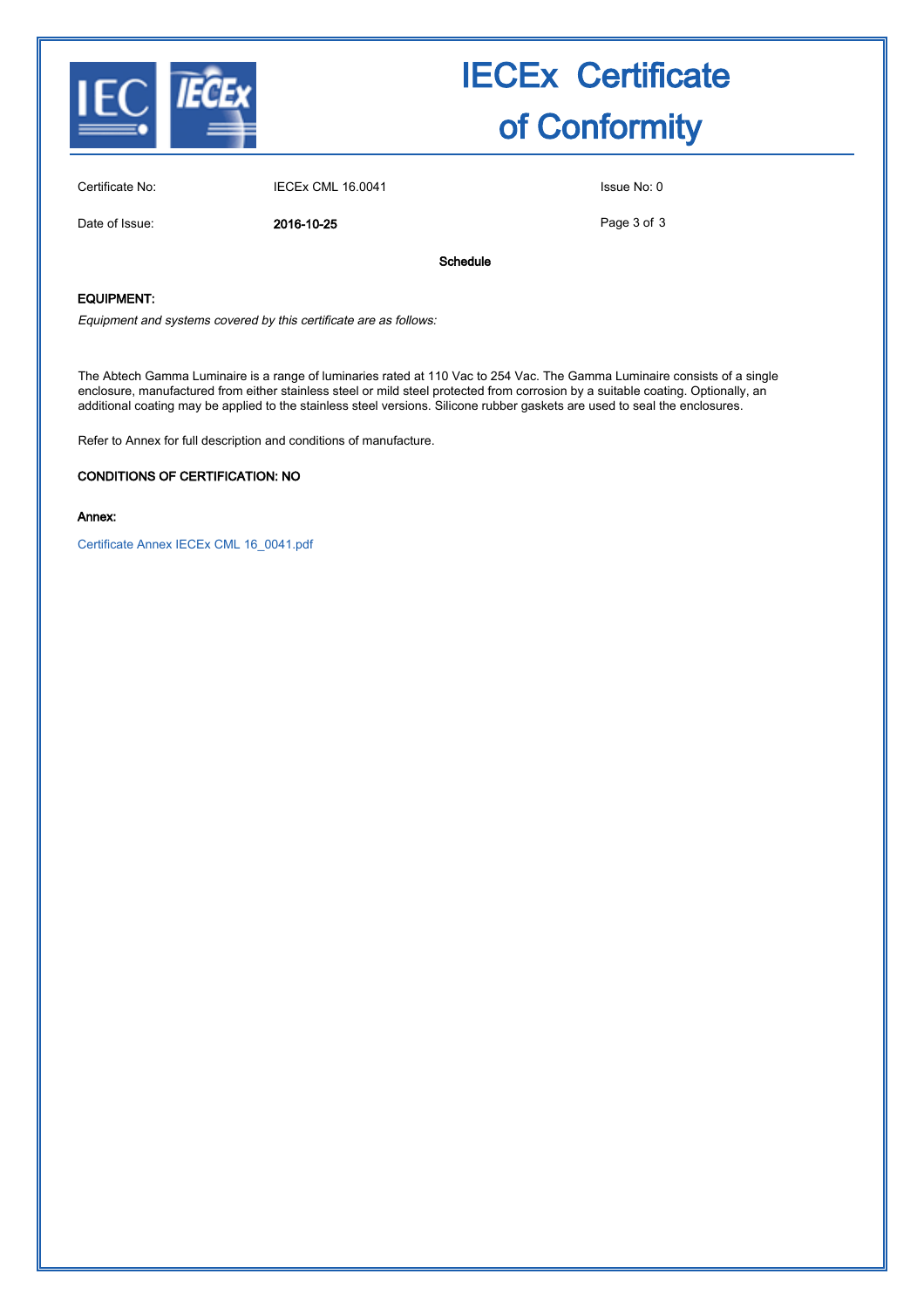# IECEx Certificate of Conformity

| | | |
|---|---|---|
| Certificate No: | IECEx CML 16.0041 | Issue No: 0 |
| Date of Issue: | **2016-10-25** | |

**Schedule**

**EQUIPMENT:**

*Equipment and systems covered by this certificate are as follows:*

The Abtech Gamma Luminaire is a range of luminaries rated at 110 Vac to 254 Vac. The Gamma Luminaire consists of a single enclosure, manufactured from either stainless steel or mild steel protected from corrosion by a suitable coating. Optionally, an additional coating may be applied to the stainless steel versions. Silicone rubber gaskets are used to seal the enclosures.

Refer to Annex for full description and conditions of manufacture.

**CONDITIONS OF CERTIFICATION: NO**

**Annex:**

Certificate Annex IECEx CML 16_0041.pdf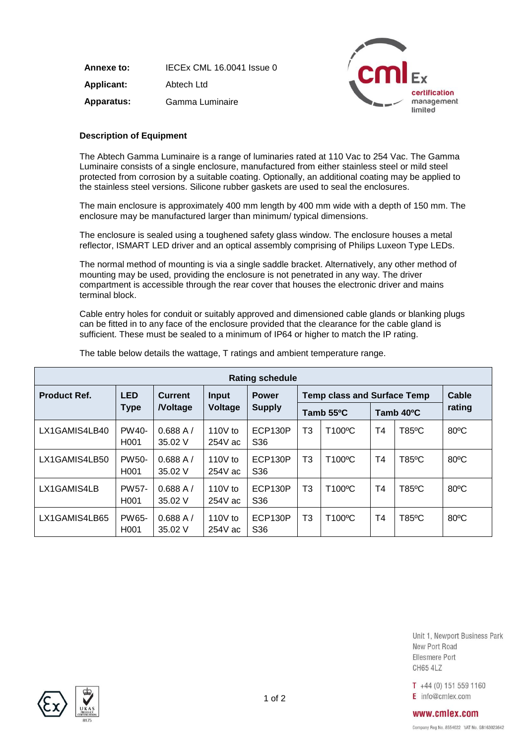| | |
|---|---|
| **Annexe to:** | IECEx CML 16.0041 Issue 0 |
| **Applicant:** | Abtech Ltd |
| **Apparatus:** | Gamma Luminaire |

### Description of Equipment

The Abtech Gamma Luminaire is a range of luminaries rated at 110 Vac to 254 Vac. The Gamma Luminaire consists of a single enclosure, manufactured from either stainless steel or mild steel protected from corrosion by a suitable coating. Optionally, an additional coating may be applied to the stainless steel versions. Silicone rubber gaskets are used to seal the enclosures.

The main enclosure is approximately 400 mm length by 400 mm wide with a depth of 150 mm. The enclosure may be manufactured larger than minimum/ typical dimensions.

The enclosure is sealed using a toughened safety glass window. The enclosure houses a metal reflector, ISMART LED driver and an optical assembly comprising of Philips Luxeon Type LEDs.

The normal method of mounting is via a single saddle bracket. Alternatively, any other method of mounting may be used, providing the enclosure is not penetrated in any way. The driver compartment is accessible through the rear cover that houses the electronic driver and mains terminal block.

Cable entry holes for conduit or suitably approved and dimensioned cable glands or blanking plugs can be fitted in to any face of the enclosure provided that the clearance for the cable gland is sufficient. These must be sealed to a minimum of IP64 or higher to match the IP rating.

The table below details the wattage, T ratings and ambient temperature range.

| **Rating schedule** | | | | | | | | | |
|---|---|---|---|---|---|---|---|---|---|
| **Product Ref.** | **LED Type** | **Current /Voltage** | **Input Voltage** | **Power Supply** | **Temp class and Surface Temp** | | | | **Cable rating** |
| | | | | | **Tamb 55ºC** | | **Tamb 40ºC** | | |
| LX1GAMIS4LB40 | PW40-H001 | 0.688 A / 35.02 V | 110V to 254V ac | ECP130P S36 | T3 | T100ºC | T4 | T85ºC | 80ºC |
| LX1GAMIS4LB50 | PW50-H001 | 0.688 A / 35.02 V | 110V to 254V ac | ECP130P S36 | T3 | T100ºC | T4 | T85ºC | 80ºC |
| LX1GAMIS4LB | PW57-H001 | 0.688 A / 35.02 V | 110V to 254V ac | ECP130P S36 | T3 | T100ºC | T4 | T85ºC | 80ºC |
| LX1GAMIS4LB65 | PW65-H001 | 0.688 A / 35.02 V | 110V to 254V ac | ECP130P S36 | T3 | T100ºC | T4 | T85ºC | 80ºC |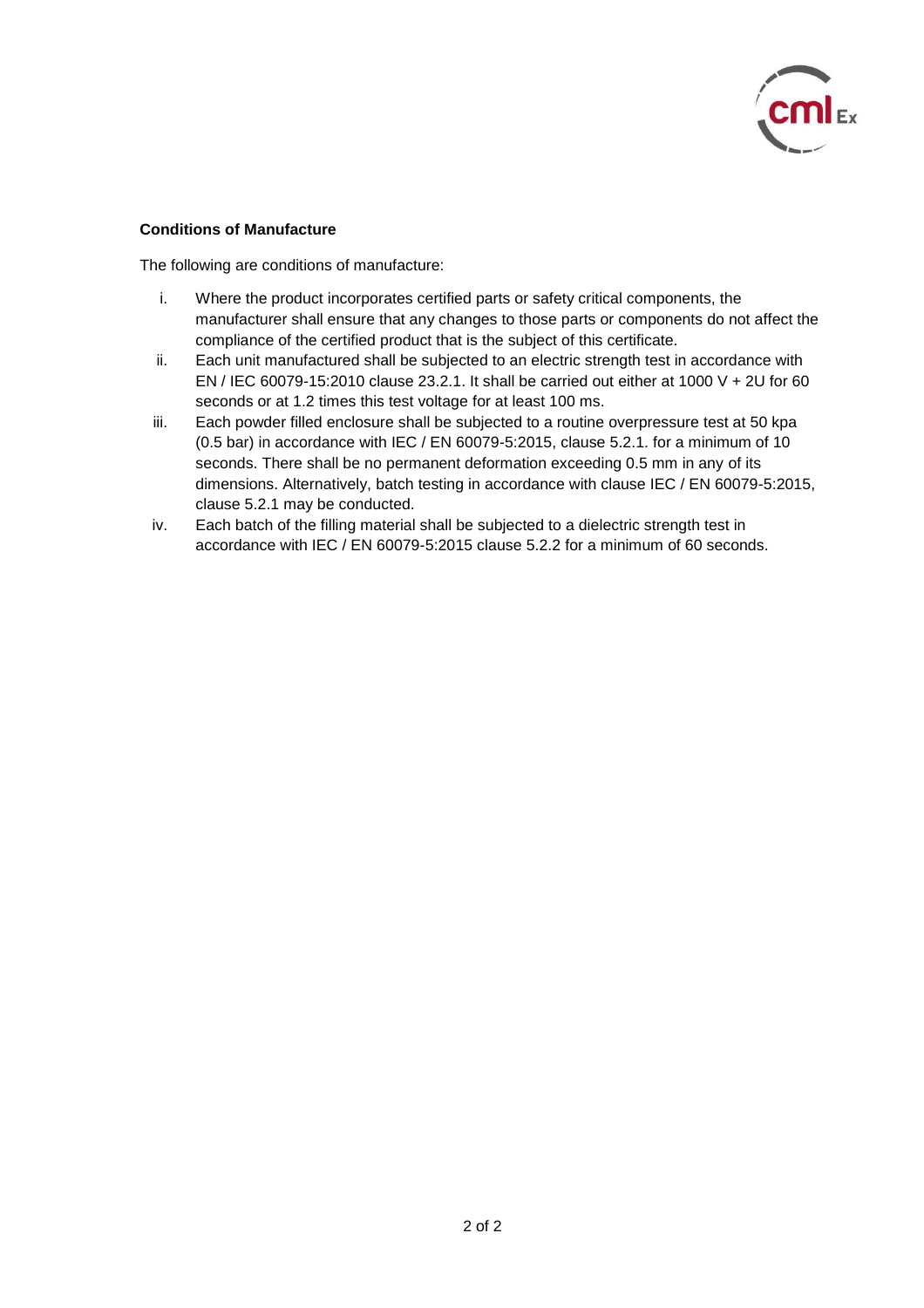**Conditions of Manufacture**

The following are conditions of manufacture:

i. Where the product incorporates certified parts or safety critical components, the manufacturer shall ensure that any changes to those parts or components do not affect the compliance of the certified product that is the subject of this certificate.

ii. Each unit manufactured shall be subjected to an electric strength test in accordance with EN / IEC 60079-15:2010 clause 23.2.1. It shall be carried out either at 1000 V + 2U for 60 seconds or at 1.2 times this test voltage for at least 100 ms.

iii. Each powder filled enclosure shall be subjected to a routine overpressure test at 50 kpa (0.5 bar) in accordance with IEC / EN 60079-5:2015, clause 5.2.1. for a minimum of 10 seconds. There shall be no permanent deformation exceeding 0.5 mm in any of its dimensions. Alternatively, batch testing in accordance with clause IEC / EN 60079-5:2015, clause 5.2.1 may be conducted.

iv. Each batch of the filling material shall be subjected to a dielectric strength test in accordance with IEC / EN 60079-5:2015 clause 5.2.2 for a minimum of 60 seconds.